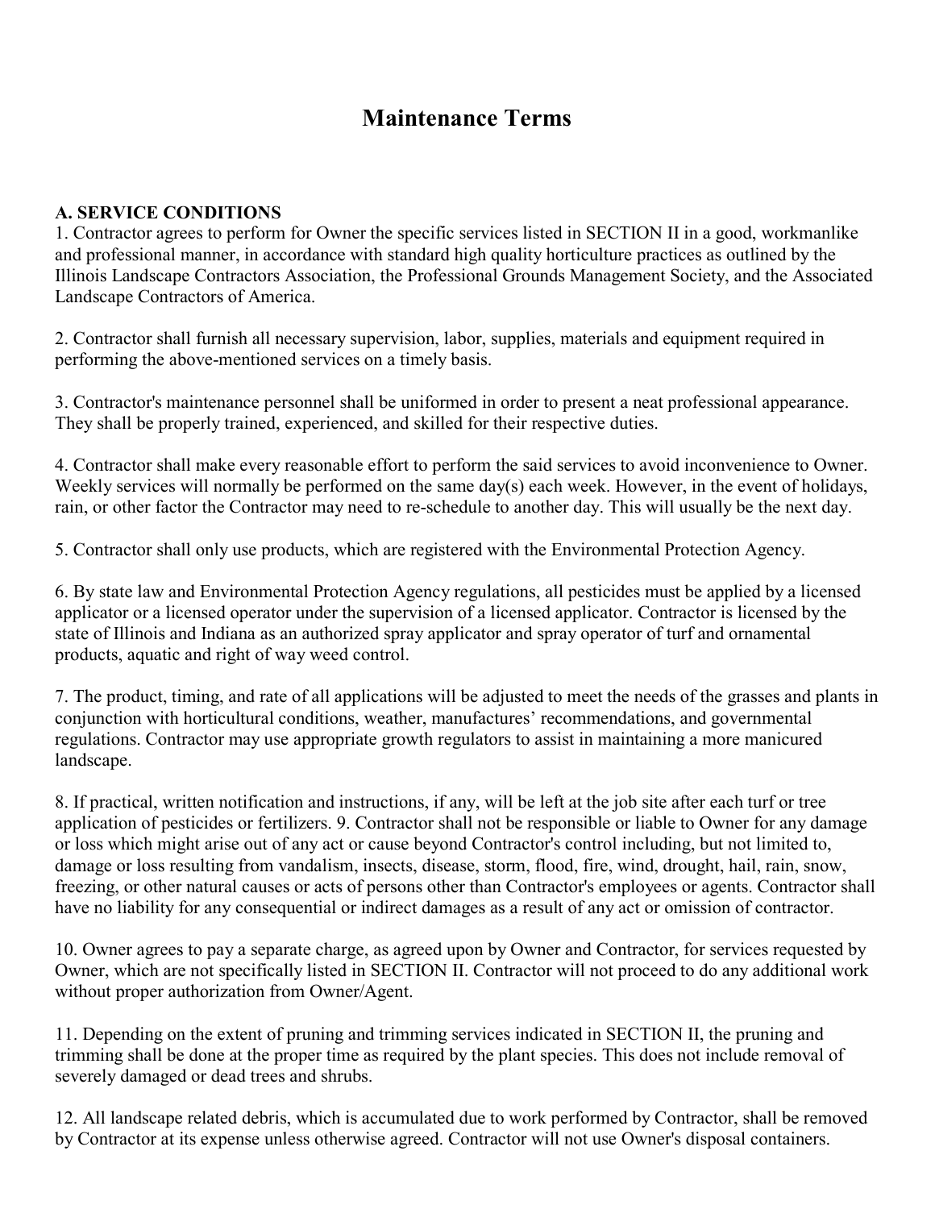# Maintenance Terms

**A. SERVICE CONDITIONS**

1. Contractor agrees to perform for Owner the specific services listed in SECTION II in a good, workmanlike and professional manner, in accordance with standard high quality horticulture practices as outlined by the Illinois Landscape Contractors Association, the Professional Grounds Management Society, and the Associated Landscape Contractors of America.

2. Contractor shall furnish all necessary supervision, labor, supplies, materials and equipment required in performing the above-mentioned services on a timely basis.

3. Contractor's maintenance personnel shall be uniformed in order to present a neat professional appearance. They shall be properly trained, experienced, and skilled for their respective duties.

4. Contractor shall make every reasonable effort to perform the said services to avoid inconvenience to Owner. Weekly services will normally be performed on the same day(s) each week. However, in the event of holidays, rain, or other factor the Contractor may need to re-schedule to another day. This will usually be the next day.

5. Contractor shall only use products, which are registered with the Environmental Protection Agency.

6. By state law and Environmental Protection Agency regulations, all pesticides must be applied by a licensed applicator or a licensed operator under the supervision of a licensed applicator. Contractor is licensed by the state of Illinois and Indiana as an authorized spray applicator and spray operator of turf and ornamental products, aquatic and right of way weed control.

7. The product, timing, and rate of all applications will be adjusted to meet the needs of the grasses and plants in conjunction with horticultural conditions, weather, manufactures' recommendations, and governmental regulations. Contractor may use appropriate growth regulators to assist in maintaining a more manicured landscape.

8. If practical, written notification and instructions, if any, will be left at the job site after each turf or tree application of pesticides or fertilizers. 9. Contractor shall not be responsible or liable to Owner for any damage or loss which might arise out of any act or cause beyond Contractor's control including, but not limited to, damage or loss resulting from vandalism, insects, disease, storm, flood, fire, wind, drought, hail, rain, snow, freezing, or other natural causes or acts of persons other than Contractor's employees or agents. Contractor shall have no liability for any consequential or indirect damages as a result of any act or omission of contractor.

10. Owner agrees to pay a separate charge, as agreed upon by Owner and Contractor, for services requested by Owner, which are not specifically listed in SECTION II. Contractor will not proceed to do any additional work without proper authorization from Owner/Agent.

11. Depending on the extent of pruning and trimming services indicated in SECTION II, the pruning and trimming shall be done at the proper time as required by the plant species. This does not include removal of severely damaged or dead trees and shrubs.

12. All landscape related debris, which is accumulated due to work performed by Contractor, shall be removed by Contractor at its expense unless otherwise agreed. Contractor will not use Owner's disposal containers.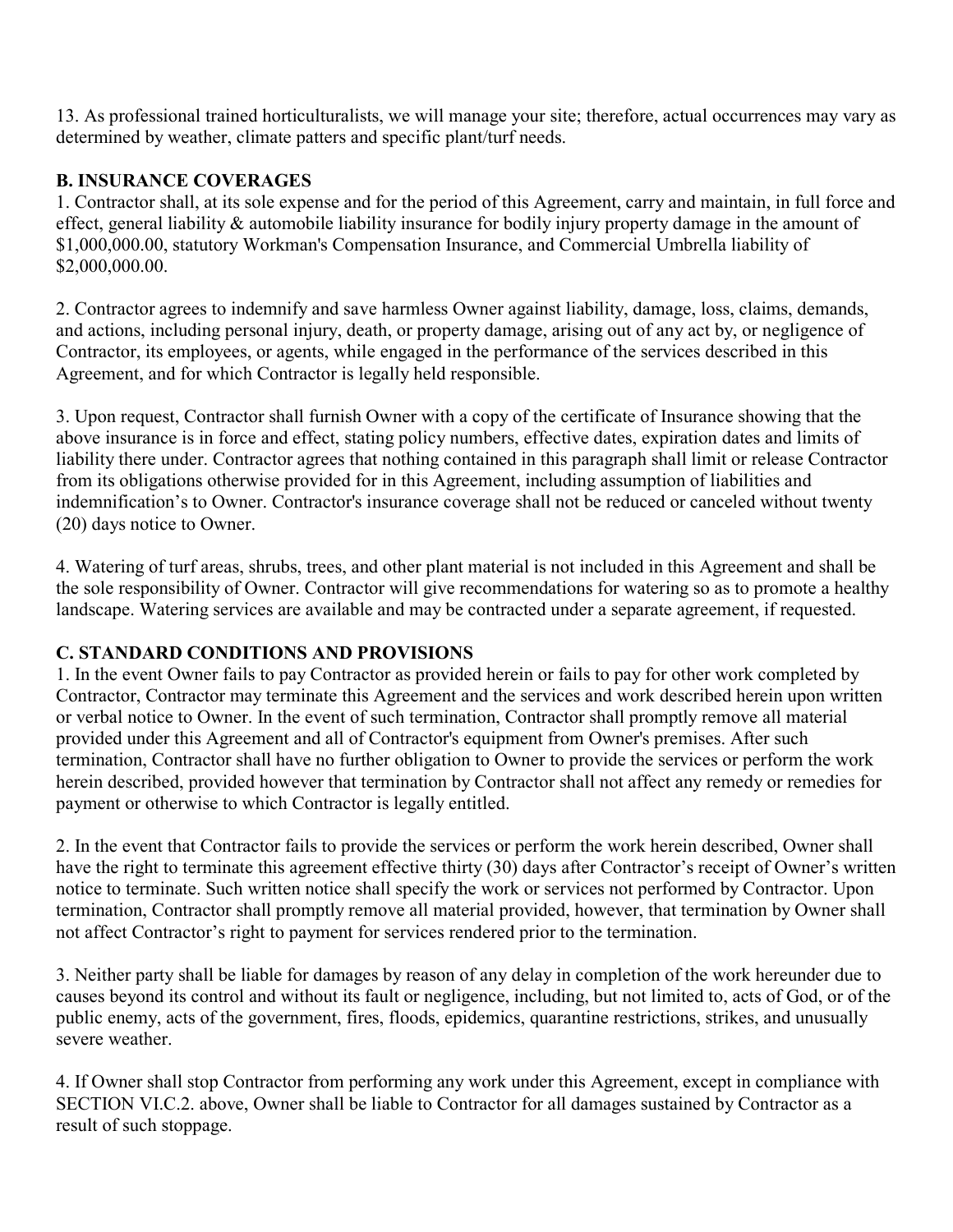13. As professional trained horticulturalists, we will manage your site; therefore, actual occurrences may vary as determined by weather, climate patters and specific plant/turf needs.

## B. INSURANCE COVERAGES

1. Contractor shall, at its sole expense and for the period of this Agreement, carry and maintain, in full force and effect, general liability & automobile liability insurance for bodily injury property damage in the amount of $1,000,000.00, statutory Workman's Compensation Insurance, and Commercial Umbrella liability of $2,000,000.00.

2. Contractor agrees to indemnify and save harmless Owner against liability, damage, loss, claims, demands, and actions, including personal injury, death, or property damage, arising out of any act by, or negligence of Contractor, its employees, or agents, while engaged in the performance of the services described in this Agreement, and for which Contractor is legally held responsible.

3. Upon request, Contractor shall furnish Owner with a copy of the certificate of Insurance showing that the above insurance is in force and effect, stating policy numbers, effective dates, expiration dates and limits of liability there under. Contractor agrees that nothing contained in this paragraph shall limit or release Contractor from its obligations otherwise provided for in this Agreement, including assumption of liabilities and indemnification's to Owner. Contractor's insurance coverage shall not be reduced or canceled without twenty (20) days notice to Owner.

4. Watering of turf areas, shrubs, trees, and other plant material is not included in this Agreement and shall be the sole responsibility of Owner. Contractor will give recommendations for watering so as to promote a healthy landscape. Watering services are available and may be contracted under a separate agreement, if requested.

## C. STANDARD CONDITIONS AND PROVISIONS

1. In the event Owner fails to pay Contractor as provided herein or fails to pay for other work completed by Contractor, Contractor may terminate this Agreement and the services and work described herein upon written or verbal notice to Owner. In the event of such termination, Contractor shall promptly remove all material provided under this Agreement and all of Contractor's equipment from Owner's premises. After such termination, Contractor shall have no further obligation to Owner to provide the services or perform the work herein described, provided however that termination by Contractor shall not affect any remedy or remedies for payment or otherwise to which Contractor is legally entitled.

2. In the event that Contractor fails to provide the services or perform the work herein described, Owner shall have the right to terminate this agreement effective thirty (30) days after Contractor's receipt of Owner's written notice to terminate. Such written notice shall specify the work or services not performed by Contractor. Upon termination, Contractor shall promptly remove all material provided, however, that termination by Owner shall not affect Contractor's right to payment for services rendered prior to the termination.

3. Neither party shall be liable for damages by reason of any delay in completion of the work hereunder due to causes beyond its control and without its fault or negligence, including, but not limited to, acts of God, or of the public enemy, acts of the government, fires, floods, epidemics, quarantine restrictions, strikes, and unusually severe weather.

4. If Owner shall stop Contractor from performing any work under this Agreement, except in compliance with SECTION VI.C.2. above, Owner shall be liable to Contractor for all damages sustained by Contractor as a result of such stoppage.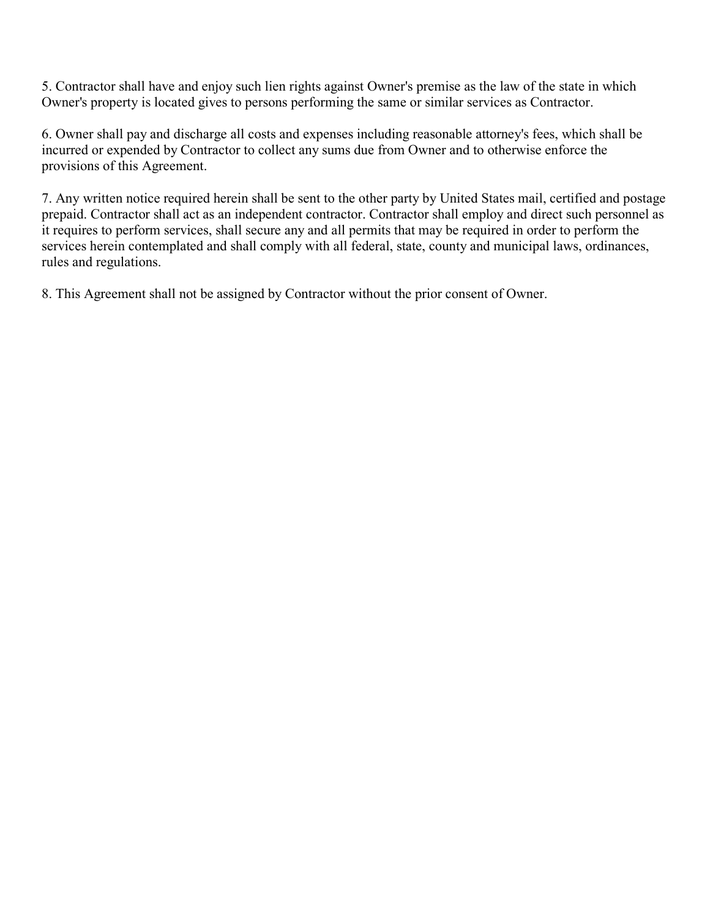5. Contractor shall have and enjoy such lien rights against Owner's premise as the law of the state in which Owner's property is located gives to persons performing the same or similar services as Contractor.

6. Owner shall pay and discharge all costs and expenses including reasonable attorney's fees, which shall be incurred or expended by Contractor to collect any sums due from Owner and to otherwise enforce the provisions of this Agreement.

7. Any written notice required herein shall be sent to the other party by United States mail, certified and postage prepaid. Contractor shall act as an independent contractor. Contractor shall employ and direct such personnel as it requires to perform services, shall secure any and all permits that may be required in order to perform the services herein contemplated and shall comply with all federal, state, county and municipal laws, ordinances, rules and regulations.

8. This Agreement shall not be assigned by Contractor without the prior consent of Owner.